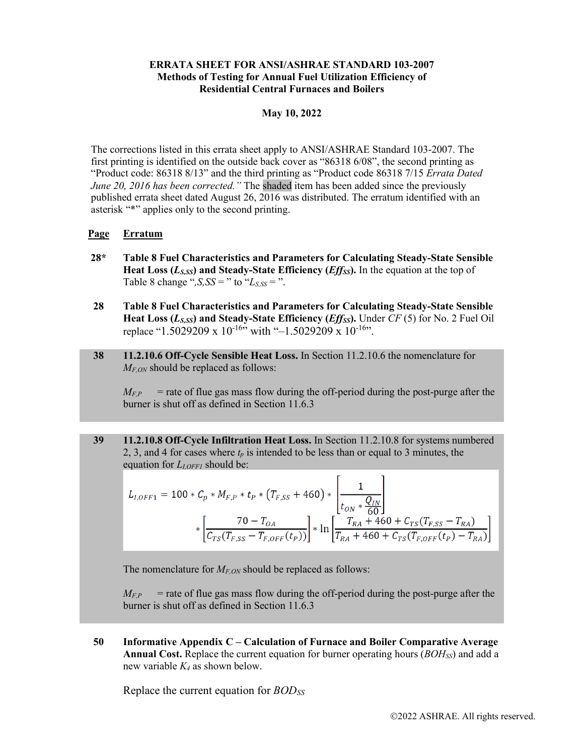**ERRATA SHEET FOR ANSI/ASHRAE STANDARD 103-2007**
**Methods of Testing for Annual Fuel Utilization Efficiency of Residential Central Furnaces and Boilers**

**May 10, 2022**

The corrections listed in this errata sheet apply to ANSI/ASHRAE Standard 103-2007. The first printing is identified on the outside back cover as "86318 6/08", the second printing as "Product code: 86318 8/13" and the third printing as "Product code 86318 7/15 *Errata Dated June 20, 2016 has been corrected."* The shaded item has been added since the previously published errata sheet dated August 26, 2016 was distributed. The erratum identified with an asterisk "*" applies only to the second printing.

| Page | Erratum |
|---|---|
| 28* | **Table 8 Fuel Characteristics and Parameters for Calculating Steady-State Sensible Heat Loss ($L_{S,SS}$) and Steady-State Efficiency ($Eff_{SS}$).** In the equation at the top of Table 8 change "$,S,SS =$ " to "$L_{S,SS} =$ ". |
| 28 | **Table 8 Fuel Characteristics and Parameters for Calculating Steady-State Sensible Heat Loss ($L_{S,SS}$) and Steady-State Efficiency ($Eff_{SS}$).** Under *CF* (5) for No. 2 Fuel Oil replace "$1.5029209 \times 10^{-16}$" with "$-1.5029209 \times 10^{-16}$". |

**38** **11.2.10.6 Off-Cycle Sensible Heat Loss.** In Section 11.2.10.6 the nomenclature for $M_{F,ON}$ should be replaced as follows:

$M_{F,P}$ = rate of flue gas mass flow during the off-period during the post-purge after the burner is shut off as defined in Section 11.6.3

**39** **11.2.10.8 Off-Cycle Infiltration Heat Loss.** In Section 11.2.10.8 for systems numbered 2, 3, and 4 for cases where $t_p$ is intended to be less than or equal to 3 minutes, the equation for $L_{I,OFF1}$ should be:

$$L_{I,OFF1} = 100 * C_p * M_{F,P} * t_P * \left(T_{F,SS} + 460\right) * \left[\frac{1}{t_{ON} * \frac{Q_{IN}}{60}}\right] * \left[\frac{70 - T_{OA}}{C_{TS}\left(T_{F,SS} - T_{F,OFF}(t_P)\right)}\right] * \ln\left[\frac{T_{RA} + 460 + C_{TS}\left(T_{F,SS} - T_{RA}\right)}{T_{RA} + 460 + C_{TS}\left(T_{F,OFF}(t_P) - T_{RA}\right)}\right]$$

The nomenclature for $M_{F,ON}$ should be replaced as follows:

$M_{F,P}$ = rate of flue gas mass flow during the off-period during the post-purge after the burner is shut off as defined in Section 11.6.3

**50** **Informative Appendix C – Calculation of Furnace and Boiler Comparative Average Annual Cost.** Replace the current equation for burner operating hours ($BOH_{SS}$) and add a new variable $K_4$ as shown below.

Replace the current equation for $BOD_{SS}$

©2022 ASHRAE. All rights reserved.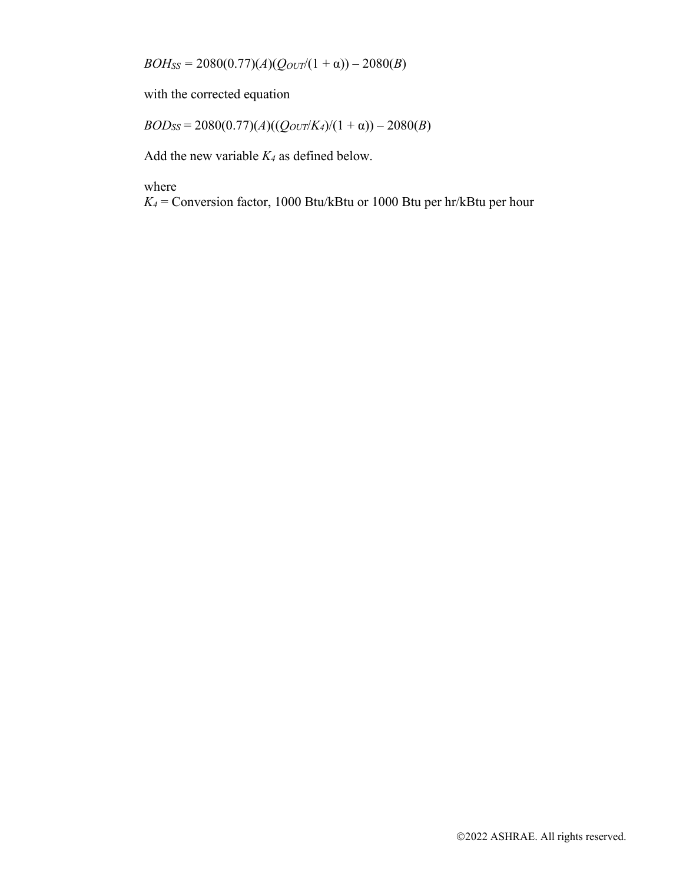$$BOH_{SS} = 2080(0.77)(A)(Q_{OUT}/(1 + \alpha)) - 2080(B)$$

with the corrected equation

$$BOD_{SS} = 2080(0.77)(A)((Q_{OUT}/K_4)/(1 + \alpha)) - 2080(B)$$

Add the new variable $K_4$ as defined below.

where
$K_4$ = Conversion factor, 1000 Btu/kBtu or 1000 Btu per hr/kBtu per hour

©2022 ASHRAE. All rights reserved.